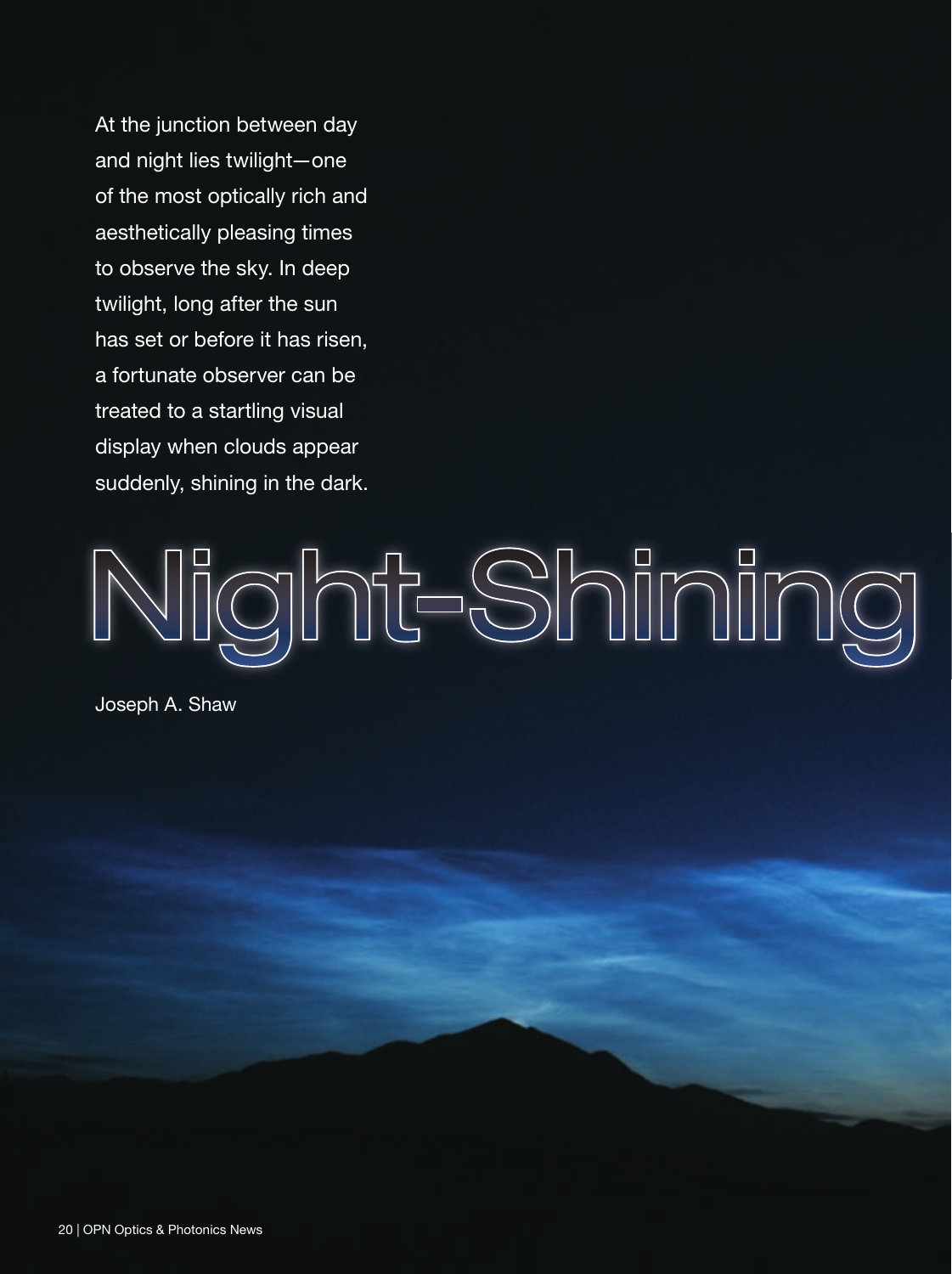At the junction between day and night lies twilight—one of the most optically rich and aesthetically pleasing times to observe the sky. In deep twilight, long after the sun has set or before it has risen, a fortunate observer can be treated to a startling visual display when clouds appear suddenly, shining in the dark.

# Night-Shining

Joseph A. Shaw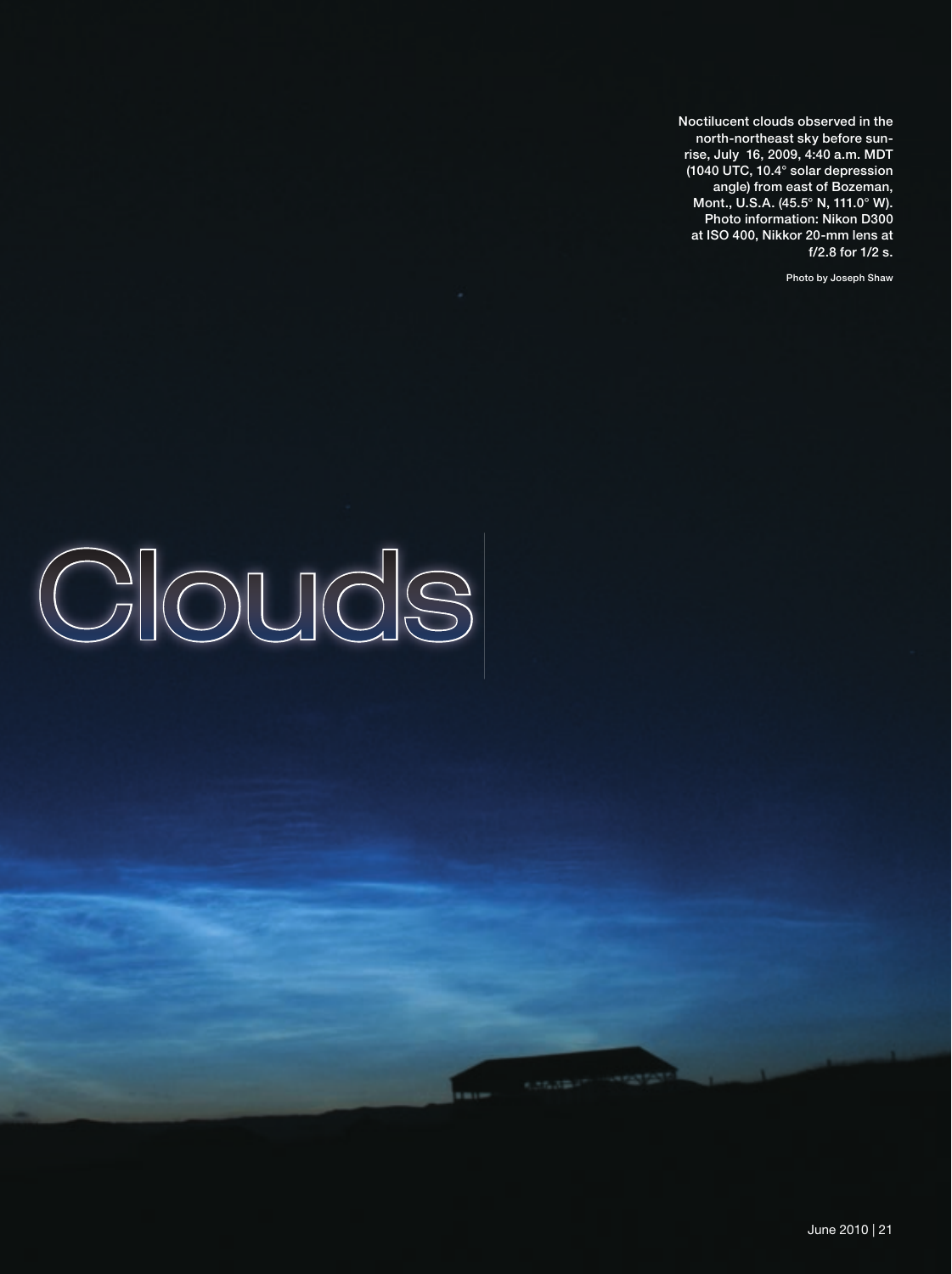Noctilucent clouds observed in the north-northeast sky before sunrise, July 16, 2009, 4:40 a.m. MDT (1040 UTC, 10.4° solar depression angle) from east of Bozeman, Mont., U.S.A. (45.5° N, 111.0° W). Photo information: Nikon D300 at ISO 400, Nikkor 20-mm lens at f/2.8 for 1/2 s.

Photo by Joseph Shaw

# Clouds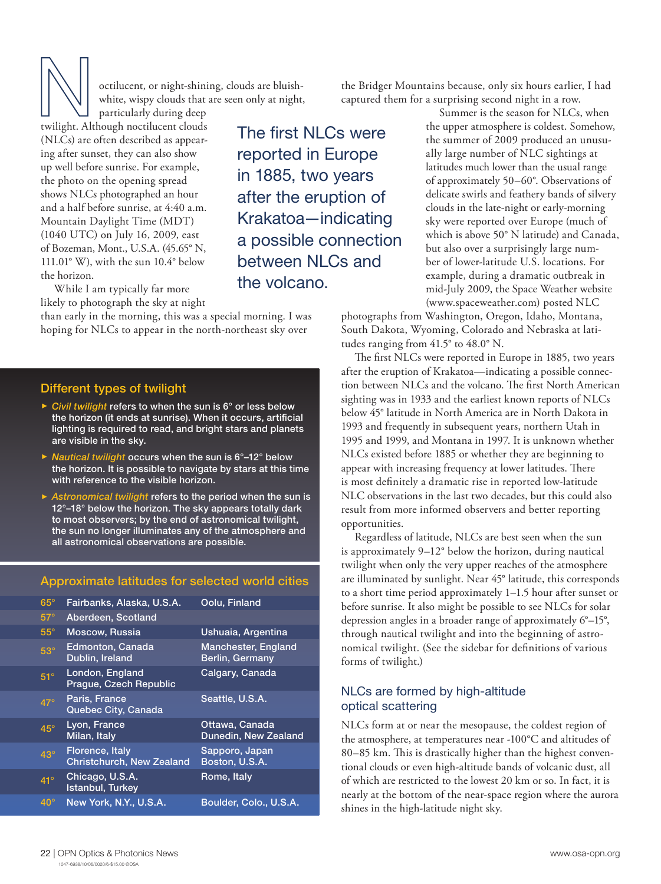Noctilucent, or night-shining, clouds are bluish-white, wispy clouds that are seen only at night, particularly during deep twilight. Although noctilucent clouds (NLCs) are often described as appearing after sunset, they can also show up well before sunrise. For example, the photo on the opening spread shows NLCs photographed an hour and a half before sunrise, at 4:40 a.m. Mountain Daylight Time (MDT) (1040 UTC) on July 16, 2009, east of Bozeman, Mont., U.S.A. (45.65° N, 111.01° W), with the sun 10.4° below the horizon.

While I am typically far more likely to photograph the sky at night than early in the morning, this was a special morning. I was hoping for NLCs to appear in the north-northeast sky over the Bridger Mountains because, only six hours earlier, I had captured them for a surprising second night in a row.

> The first NLCs were reported in Europe in 1885, two years after the eruption of Krakatoa—indicating a possible connection between NLCs and the volcano.

Summer is the season for NLCs, when the upper atmosphere is coldest. Somehow, the summer of 2009 produced an unusually large number of NLC sightings at latitudes much lower than the usual range of approximately 50–60°. Observations of delicate swirls and feathery bands of silvery clouds in the late-night or early-morning sky were reported over Europe (much of which is above 50° N latitude) and Canada, but also over a surprisingly large number of lower-latitude U.S. locations. For example, during a dramatic outbreak in mid-July 2009, the Space Weather website (www.spaceweather.com) posted NLC photographs from Washington, Oregon, Idaho, Montana, South Dakota, Wyoming, Colorado and Nebraska at latitudes ranging from 41.5° to 48.0° N.

The first NLCs were reported in Europe in 1885, two years after the eruption of Krakatoa—indicating a possible connection between NLCs and the volcano. The first North American sighting was in 1933 and the earliest known reports of NLCs below 45° latitude in North America are in North Dakota in 1993 and frequently in subsequent years, northern Utah in 1995 and 1999, and Montana in 1997. It is unknown whether NLCs existed before 1885 or whether they are beginning to appear with increasing frequency at lower latitudes. There is most definitely a dramatic rise in reported low-latitude NLC observations in the last two decades, but this could also result from more informed observers and better reporting opportunities.

Regardless of latitude, NLCs are best seen when the sun is approximately 9–12° below the horizon, during nautical twilight when only the very upper reaches of the atmosphere are illuminated by sunlight. Near 45° latitude, this corresponds to a short time period approximately 1–1.5 hour after sunset or before sunrise. It also might be possible to see NLCs for solar depression angles in a broader range of approximately 6°–15°, through nautical twilight and into the beginning of astronomical twilight. (See the sidebar for definitions of various forms of twilight.)

### Different types of twilight

- *Civil twilight* refers to when the sun is 6° or less below the horizon (it ends at sunrise). When it occurs, artificial lighting is required to read, and bright stars and planets are visible in the sky.
- *Nautical twilight* occurs when the sun is 6°–12° below the horizon. It is possible to navigate by stars at this time with reference to the visible horizon.
- *Astronomical twilight* refers to the period when the sun is 12°–18° below the horizon. The sky appears totally dark to most observers; by the end of astronomical twilight, the sun no longer illuminates any of the atmosphere and all astronomical observations are possible.

### Approximate latitudes for selected world cities

| Latitude | Cities | |
|---|---|---|
| 65° | Fairbanks, Alaska, U.S.A. | Oolu, Finland |
| 57° | Aberdeen, Scotland | |
| 55° | Moscow, Russia | Ushuaia, Argentina |
| 53° | Edmonton, Canada<br>Dublin, Ireland | Manchester, England<br>Berlin, Germany |
| 51° | London, England<br>Prague, Czech Republic | Calgary, Canada |
| 47° | Paris, France<br>Quebec City, Canada | Seattle, U.S.A. |
| 45° | Lyon, France<br>Milan, Italy | Ottawa, Canada<br>Dunedin, New Zealand |
| 43° | Florence, Italy<br>Christchurch, New Zealand | Sapporo, Japan<br>Boston, U.S.A. |
| 41° | Chicago, U.S.A.<br>Istanbul, Turkey | Rome, Italy |
| 40° | New York, N.Y., U.S.A. | Boulder, Colo., U.S.A. |

## NLCs are formed by high-altitude optical scattering

NLCs form at or near the mesopause, the coldest region of the atmosphere, at temperatures near -100°C and altitudes of 80–85 km. This is drastically higher than the highest conventional clouds or even high-altitude bands of volcanic dust, all of which are restricted to the lowest 20 km or so. In fact, it is nearly at the bottom of the near-space region where the aurora shines in the high-latitude night sky.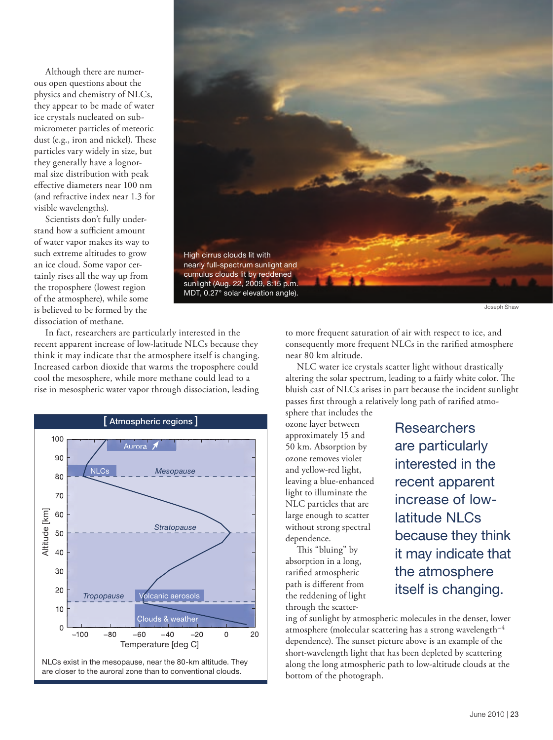Although there are numerous open questions about the physics and chemistry of NLCs, they appear to be made of water ice crystals nucleated on submicrometer particles of meteoric dust (e.g., iron and nickel). These particles vary widely in size, but they generally have a lognormal size distribution with peak effective diameters near 100 nm (and refractive index near 1.3 for visible wavelengths).

Scientists don't fully understand how a sufficient amount of water vapor makes its way to such extreme altitudes to grow an ice cloud. Some vapor certainly rises all the way up from the troposphere (lowest region of the atmosphere), while some is believed to be formed by the dissociation of methane.

High cirrus clouds lit with nearly full-spectrum sunlight and cumulus clouds lit by reddened sunlight (Aug. 22, 2009, 8:15 p.m. MDT, 0.27° solar elevation angle).

Joseph Shaw

In fact, researchers are particularly interested in the recent apparent increase of low-latitude NLCs because they think it may indicate that the atmosphere itself is changing. Increased carbon dioxide that warms the troposphere could cool the mesosphere, while more methane could lead to a rise in mesospheric water vapor through dissociation, leading to more frequent saturation of air with respect to ice, and consequently more frequent NLCs in the rarified atmosphere near 80 km altitude.

**[ Atmospheric regions ]**

NLCs exist in the mesopause, near the 80-km altitude. They are closer to the auroral zone than to conventional clouds.

NLC water ice crystals scatter light without drastically altering the solar spectrum, leading to a fairly white color. The bluish cast of NLCs arises in part because the incident sunlight passes first through a relatively long path of rarified atmosphere that includes the ozone layer between approximately 15 and 50 km. Absorption by ozone removes violet and yellow-red light, leaving a blue-enhanced light to illuminate the NLC particles that are large enough to scatter without strong spectral dependence.

> Researchers are particularly interested in the recent apparent increase of low-latitude NLCs because they think it may indicate that the atmosphere itself is changing.

This "bluing" by absorption in a long, rarified atmospheric path is different from the reddening of light through the scattering of sunlight by atmospheric molecules in the denser, lower atmosphere (molecular scattering has a strong wavelength$^{-4}$ dependence). The sunset picture above is an example of the short-wavelength light that has been depleted by scattering along the long atmospheric path to low-altitude clouds at the bottom of the photograph.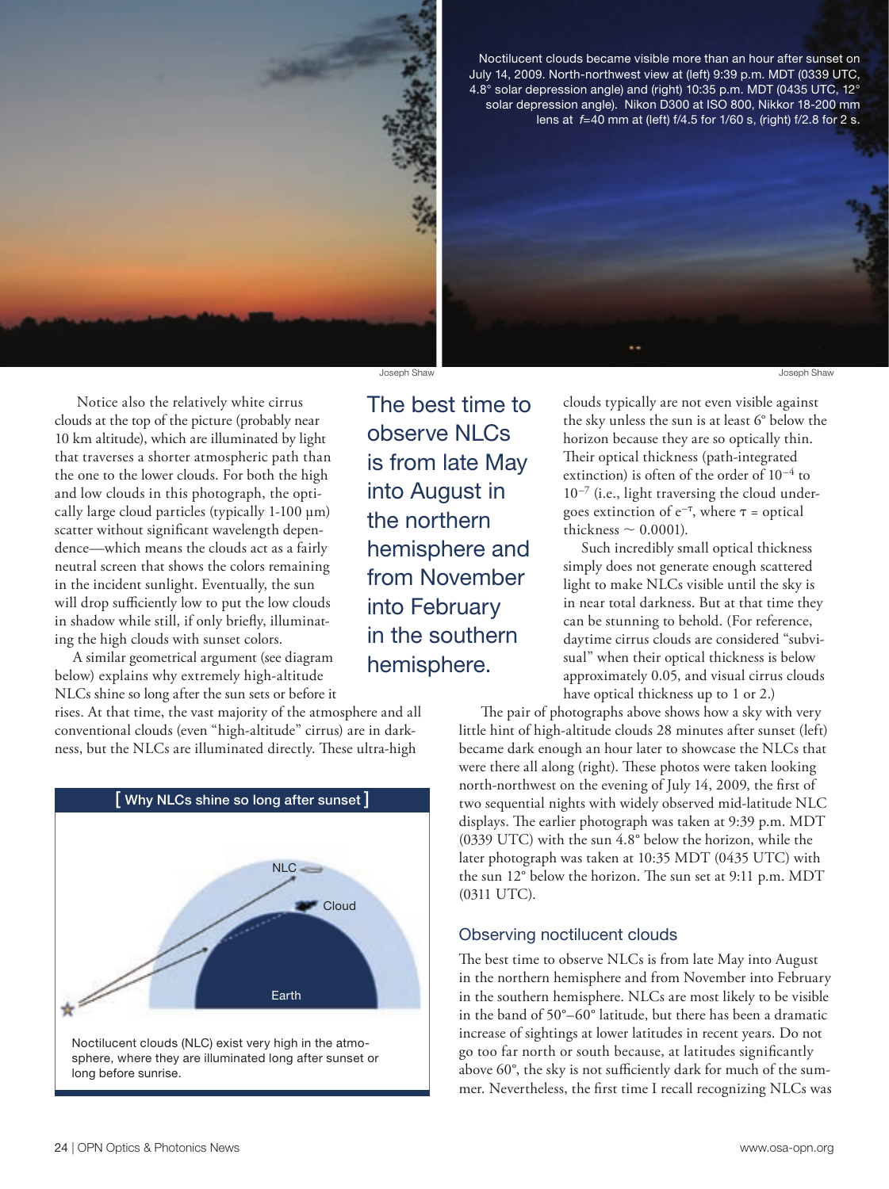Noctilucent clouds became visible more than an hour after sunset on July 14, 2009. North-northwest view at (left) 9:39 p.m. MDT (0339 UTC, 4.8° solar depression angle) and (right) 10:35 p.m. MDT (0435 UTC, 12° solar depression angle). Nikon D300 at ISO 800, Nikkor 18-200 mm lens at *f*=40 mm at (left) f/4.5 for 1/60 s, (right) f/2.8 for 2 s.

Joseph Shaw

Notice also the relatively white cirrus clouds at the top of the picture (probably near 10 km altitude), which are illuminated by light that traverses a shorter atmospheric path than the one to the lower clouds. For both the high and low clouds in this photograph, the optically large cloud particles (typically 1-100 μm) scatter without significant wavelength dependence—which means the clouds act as a fairly neutral screen that shows the colors remaining in the incident sunlight. Eventually, the sun will drop sufficiently low to put the low clouds in shadow while still, if only briefly, illuminating the high clouds with sunset colors.

A similar geometrical argument (see diagram below) explains why extremely high-altitude NLCs shine so long after the sun sets or before it rises. At that time, the vast majority of the atmosphere and all conventional clouds (even "high-altitude" cirrus) are in darkness, but the NLCs are illuminated directly. These ultra-high clouds typically are not even visible against the sky unless the sun is at least 6° below the horizon because they are so optically thin. Their optical thickness (path-integrated extinction) is often of the order of $10^{-4}$ to $10^{-7}$ (i.e., light traversing the cloud undergoes extinction of $e^{-\tau}$, where $\tau$ = optical thickness $\sim 0.0001$).

Such incredibly small optical thickness simply does not generate enough scattered light to make NLCs visible until the sky is in near total darkness. But at that time they can be stunning to behold. (For reference, daytime cirrus clouds are considered "subvisual" when their optical thickness is below approximately 0.05, and visual cirrus clouds have optical thickness up to 1 or 2.)

**The best time to observe NLCs is from late May into August in the northern hemisphere and from November into February in the southern hemisphere.**

**[ Why NLCs shine so long after sunset ]**

Noctilucent clouds (NLC) exist very high in the atmosphere, where they are illuminated long after sunset or long before sunrise.

The pair of photographs above shows how a sky with very little hint of high-altitude clouds 28 minutes after sunset (left) became dark enough an hour later to showcase the NLCs that were there all along (right). These photos were taken looking north-northwest on the evening of July 14, 2009, the first of two sequential nights with widely observed mid-latitude NLC displays. The earlier photograph was taken at 9:39 p.m. MDT (0339 UTC) with the sun 4.8° below the horizon, while the later photograph was taken at 10:35 MDT (0435 UTC) with the sun 12° below the horizon. The sun set at 9:11 p.m. MDT (0311 UTC).

## Observing noctilucent clouds

The best time to observe NLCs is from late May into August in the northern hemisphere and from November into February in the southern hemisphere. NLCs are most likely to be visible in the band of 50°–60° latitude, but there has been a dramatic increase of sightings at lower latitudes in recent years. Do not go too far north or south because, at latitudes significantly above 60°, the sky is not sufficiently dark for much of the summer. Nevertheless, the first time I recall recognizing NLCs was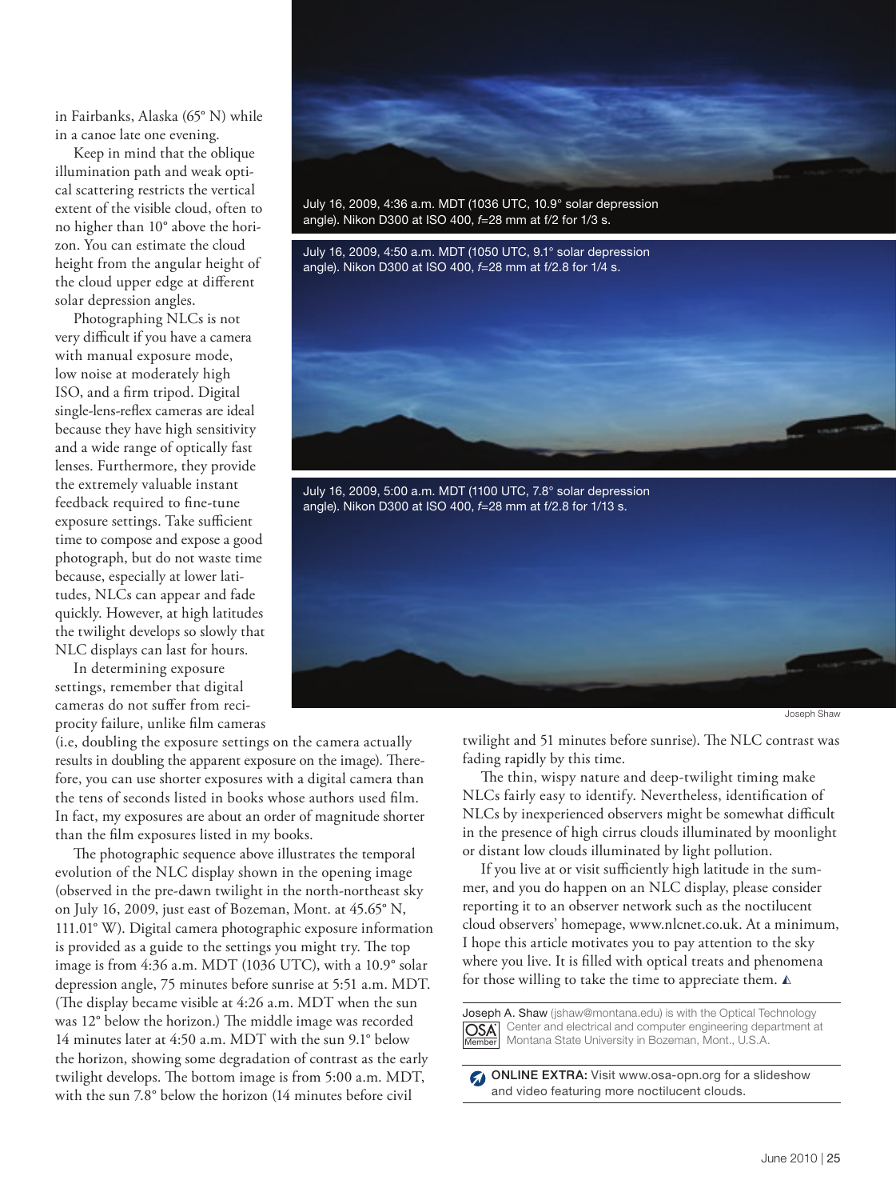in Fairbanks, Alaska (65° N) while in a canoe late one evening.

Keep in mind that the oblique illumination path and weak optical scattering restricts the vertical extent of the visible cloud, often to no higher than 10° above the horizon. You can estimate the cloud height from the angular height of the cloud upper edge at different solar depression angles.

Photographing NLCs is not very difficult if you have a camera with manual exposure mode, low noise at moderately high ISO, and a firm tripod. Digital single-lens-reflex cameras are ideal because they have high sensitivity and a wide range of optically fast lenses. Furthermore, they provide the extremely valuable instant feedback required to fine-tune exposure settings. Take sufficient time to compose and expose a good photograph, but do not waste time because, especially at lower latitudes, NLCs can appear and fade quickly. However, at high latitudes the twilight develops so slowly that NLC displays can last for hours.

In determining exposure settings, remember that digital cameras do not suffer from reciprocity failure, unlike film cameras (i.e, doubling the exposure settings on the camera actually results in doubling the apparent exposure on the image). Therefore, you can use shorter exposures with a digital camera than the tens of seconds listed in books whose authors used film. In fact, my exposures are about an order of magnitude shorter than the film exposures listed in my books.

The photographic sequence above illustrates the temporal evolution of the NLC display shown in the opening image (observed in the pre-dawn twilight in the north-northeast sky on July 16, 2009, just east of Bozeman, Mont. at 45.65° N, 111.01° W). Digital camera photographic exposure information is provided as a guide to the settings you might try. The top image is from 4:36 a.m. MDT (1036 UTC), with a 10.9° solar depression angle, 75 minutes before sunrise at 5:51 a.m. MDT. (The display became visible at 4:26 a.m. MDT when the sun was 12° below the horizon.) The middle image was recorded 14 minutes later at 4:50 a.m. MDT with the sun 9.1° below the horizon, showing some degradation of contrast as the early twilight develops. The bottom image is from 5:00 a.m. MDT, with the sun 7.8° below the horizon (14 minutes before civil twilight and 51 minutes before sunrise). The NLC contrast was fading rapidly by this time.

July 16, 2009, 4:36 a.m. MDT (1036 UTC, 10.9° solar depression angle). Nikon D300 at ISO 400, *f*=28 mm at f/2 for 1/3 s.

July 16, 2009, 4:50 a.m. MDT (1050 UTC, 9.1° solar depression angle). Nikon D300 at ISO 400, *f*=28 mm at f/2.8 for 1/4 s.

July 16, 2009, 5:00 a.m. MDT (1100 UTC, 7.8° solar depression angle). Nikon D300 at ISO 400, *f*=28 mm at f/2.8 for 1/13 s.

Joseph Shaw

The thin, wispy nature and deep-twilight timing make NLCs fairly easy to identify. Nevertheless, identification of NLCs by inexperienced observers might be somewhat difficult in the presence of high cirrus clouds illuminated by moonlight or distant low clouds illuminated by light pollution.

If you live at or visit sufficiently high latitude in the summer, and you do happen on an NLC display, please consider reporting it to an observer network such as the noctilucent cloud observers' homepage, www.nlcnet.co.uk. At a minimum, I hope this article motivates you to pay attention to the sky where you live. It is filled with optical treats and phenomena for those willing to take the time to appreciate them.

Joseph A. Shaw (jshaw@montana.edu) is with the Optical Technology Center and electrical and computer engineering department at Montana State University in Bozeman, Mont., U.S.A.

**ONLINE EXTRA:** Visit www.osa-opn.org for a slideshow and video featuring more noctilucent clouds.